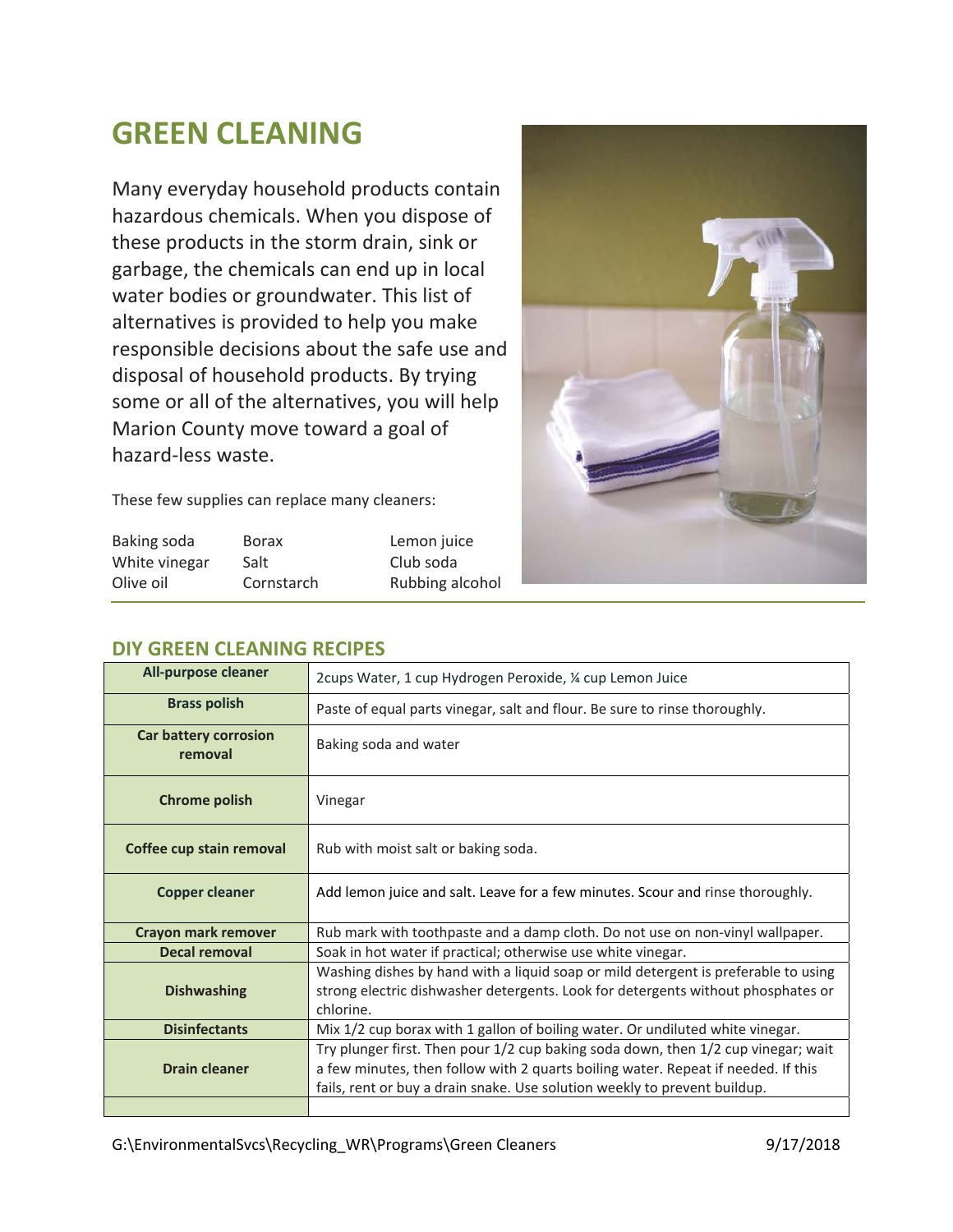# GREEN CLEANING

Many everyday household products contain hazardous chemicals. When you dispose of these products in the storm drain, sink or garbage, the chemicals can end up in local water bodies or groundwater. This list of alternatives is provided to help you make responsible decisions about the safe use and disposal of household products. By trying some or all of the alternatives, you will help Marion County move toward a goal of hazard-less waste.

These few supplies can replace many cleaners:

| | | |
|---|---|---|
| Baking soda | Borax | Lemon juice |
| White vinegar | Salt | Club soda |
| Olive oil | Cornstarch | Rubbing alcohol |

## DIY GREEN CLEANING RECIPES

| | |
|---|---|
| **All-purpose cleaner** | 2cups Water, 1 cup Hydrogen Peroxide, ¼ cup Lemon Juice |
| **Brass polish** | Paste of equal parts vinegar, salt and flour. Be sure to rinse thoroughly. |
| **Car battery corrosion removal** | Baking soda and water |
| **Chrome polish** | Vinegar |
| **Coffee cup stain removal** | Rub with moist salt or baking soda. |
| **Copper cleaner** | Add lemon juice and salt. Leave for a few minutes. Scour and rinse thoroughly. |
| **Crayon mark remover** | Rub mark with toothpaste and a damp cloth. Do not use on non-vinyl wallpaper. |
| **Decal removal** | Soak in hot water if practical; otherwise use white vinegar. |
| **Dishwashing** | Washing dishes by hand with a liquid soap or mild detergent is preferable to using strong electric dishwasher detergents. Look for detergents without phosphates or chlorine. |
| **Disinfectants** | Mix 1/2 cup borax with 1 gallon of boiling water. Or undiluted white vinegar. |
| **Drain cleaner** | Try plunger first. Then pour 1/2 cup baking soda down, then 1/2 cup vinegar; wait a few minutes, then follow with 2 quarts boiling water. Repeat if needed. If this fails, rent or buy a drain snake. Use solution weekly to prevent buildup. |
| | |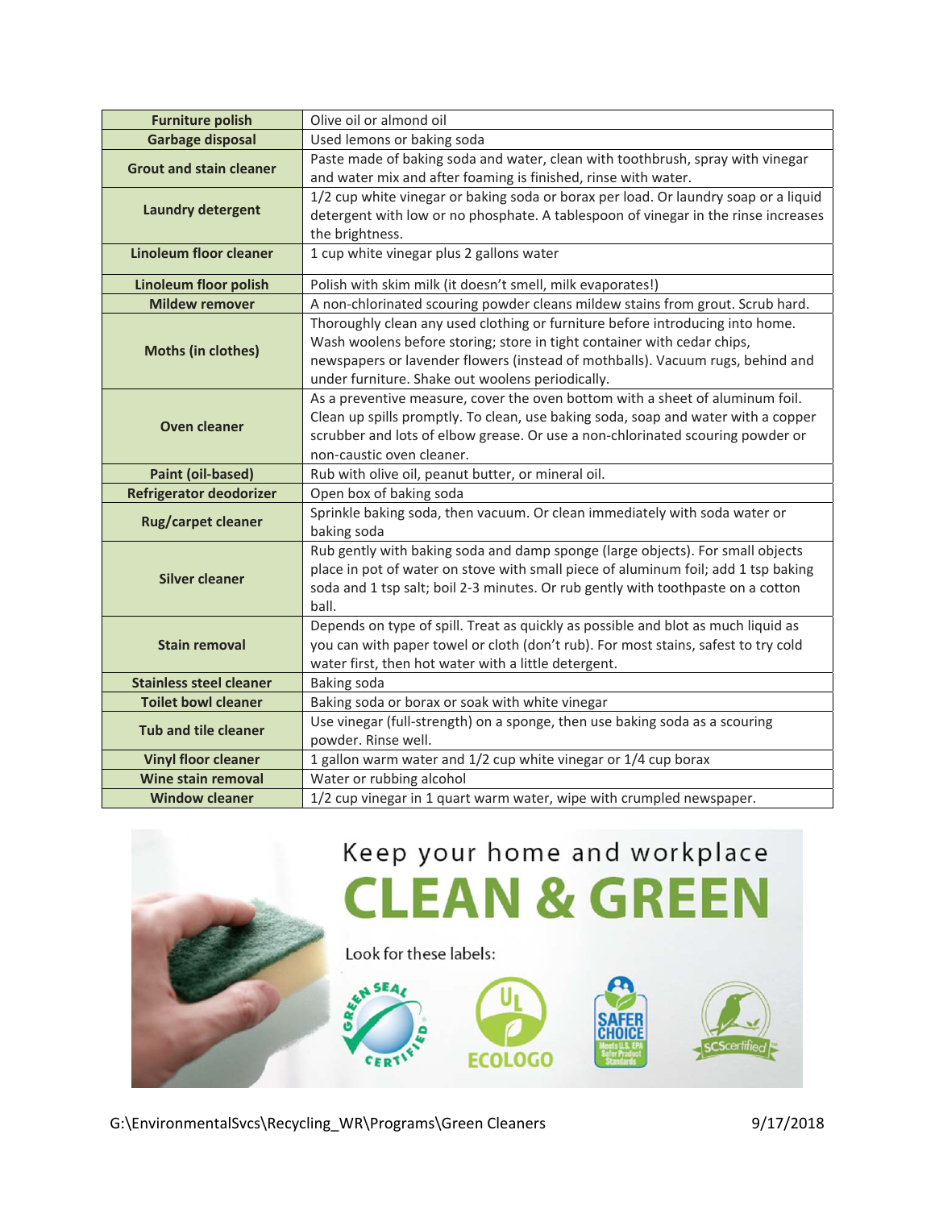| | |
|---|---|
| **Furniture polish** | Olive oil or almond oil |
| **Garbage disposal** | Used lemons or baking soda |
| **Grout and stain cleaner** | Paste made of baking soda and water, clean with toothbrush, spray with vinegar and water mix and after foaming is finished, rinse with water. |
| **Laundry detergent** | 1/2 cup white vinegar or baking soda or borax per load. Or laundry soap or a liquid detergent with low or no phosphate. A tablespoon of vinegar in the rinse increases the brightness. |
| **Linoleum floor cleaner** | 1 cup white vinegar plus 2 gallons water |
| **Linoleum floor polish** | Polish with skim milk (it doesn't smell, milk evaporates!) |
| **Mildew remover** | A non-chlorinated scouring powder cleans mildew stains from grout. Scrub hard. |
| **Moths (in clothes)** | Thoroughly clean any used clothing or furniture before introducing into home. Wash woolens before storing; store in tight container with cedar chips, newspapers or lavender flowers (instead of mothballs). Vacuum rugs, behind and under furniture. Shake out woolens periodically. |
| **Oven cleaner** | As a preventive measure, cover the oven bottom with a sheet of aluminum foil. Clean up spills promptly. To clean, use baking soda, soap and water with a copper scrubber and lots of elbow grease. Or use a non-chlorinated scouring powder or non-caustic oven cleaner. |
| **Paint (oil-based)** | Rub with olive oil, peanut butter, or mineral oil. |
| **Refrigerator deodorizer** | Open box of baking soda |
| **Rug/carpet cleaner** | Sprinkle baking soda, then vacuum. Or clean immediately with soda water or baking soda |
| **Silver cleaner** | Rub gently with baking soda and damp sponge (large objects). For small objects place in pot of water on stove with small piece of aluminum foil; add 1 tsp baking soda and 1 tsp salt; boil 2-3 minutes. Or rub gently with toothpaste on a cotton ball. |
| **Stain removal** | Depends on type of spill. Treat as quickly as possible and blot as much liquid as you can with paper towel or cloth (don't rub). For most stains, safest to try cold water first, then hot water with a little detergent. |
| **Stainless steel cleaner** | Baking soda |
| **Toilet bowl cleaner** | Baking soda or borax or soak with white vinegar |
| **Tub and tile cleaner** | Use vinegar (full-strength) on a sponge, then use baking soda as a scouring powder. Rinse well. |
| **Vinyl floor cleaner** | 1 gallon warm water and 1/2 cup white vinegar or 1/4 cup borax |
| **Wine stain removal** | Water or rubbing alcohol |
| **Window cleaner** | 1/2 cup vinegar in 1 quart warm water, wipe with crumpled newspaper. |

Keep your home and workplace

**CLEAN & GREEN**

Look for these labels:

GREEN SEAL CERTIFIED · UL ECOLOGO · SAFER CHOICE Meets U.S. EPA Safer Product Standards · SCScertified

G:\EnvironmentalSvcs\Recycling_WR\Programs\Green Cleaners 9/17/2018